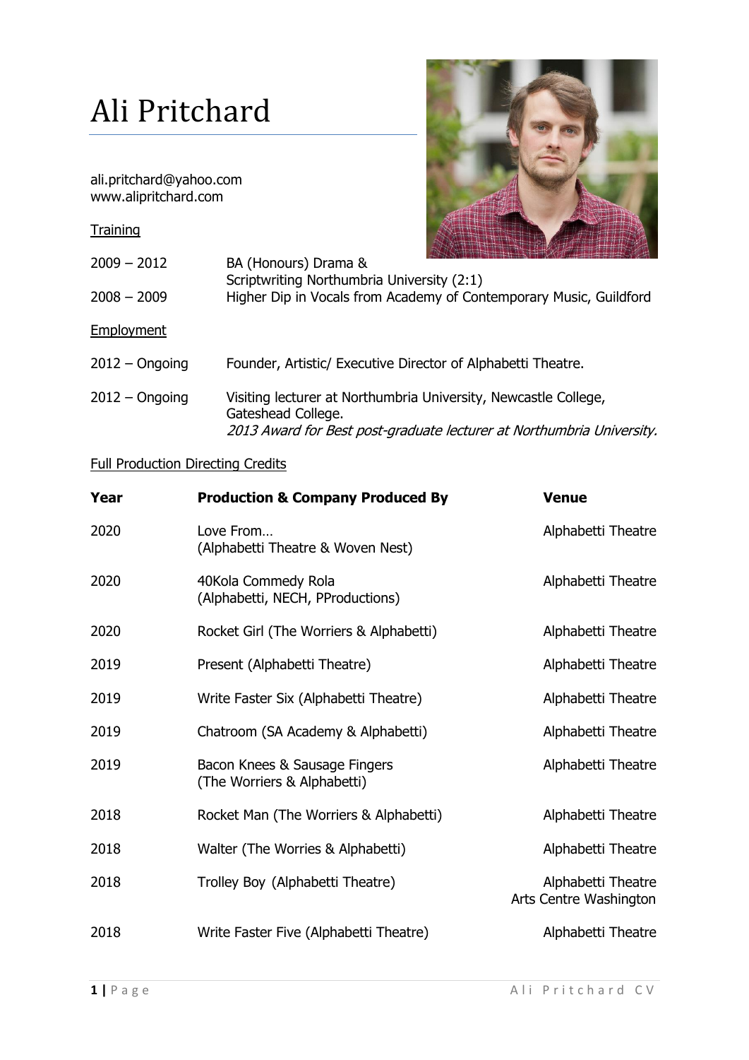# Ali Pritchard

ali.pritchard@yahoo.com
www.alipritchard.com

## Training

| | |
|---|---|
| 2009 – 2012 | BA (Honours) Drama & Scriptwriting Northumbria University (2:1) |
| 2008 – 2009 | Higher Dip in Vocals from Academy of Contemporary Music, Guildford |

## Employment

| | |
|---|---|
| 2012 – Ongoing | Founder, Artistic/ Executive Director of Alphabetti Theatre. |
| 2012 – Ongoing | Visiting lecturer at Northumbria University, Newcastle College, Gateshead College. *2013 Award for Best post-graduate lecturer at Northumbria University.* |

## Full Production Directing Credits

| Year | Production & Company Produced By | Venue |
|---|---|---|
| 2020 | Love From… (Alphabetti Theatre & Woven Nest) | Alphabetti Theatre |
| 2020 | 40Kola Commedy Rola (Alphabetti, NECH, PProductions) | Alphabetti Theatre |
| 2020 | Rocket Girl (The Worriers & Alphabetti) | Alphabetti Theatre |
| 2019 | Present (Alphabetti Theatre) | Alphabetti Theatre |
| 2019 | Write Faster Six (Alphabetti Theatre) | Alphabetti Theatre |
| 2019 | Chatroom (SA Academy & Alphabetti) | Alphabetti Theatre |
| 2019 | Bacon Knees & Sausage Fingers (The Worriers & Alphabetti) | Alphabetti Theatre |
| 2018 | Rocket Man (The Worriers & Alphabetti) | Alphabetti Theatre |
| 2018 | Walter (The Worries & Alphabetti) | Alphabetti Theatre |
| 2018 | Trolley Boy (Alphabetti Theatre) | Alphabetti Theatre<br>Arts Centre Washington |
| 2018 | Write Faster Five (Alphabetti Theatre) | Alphabetti Theatre |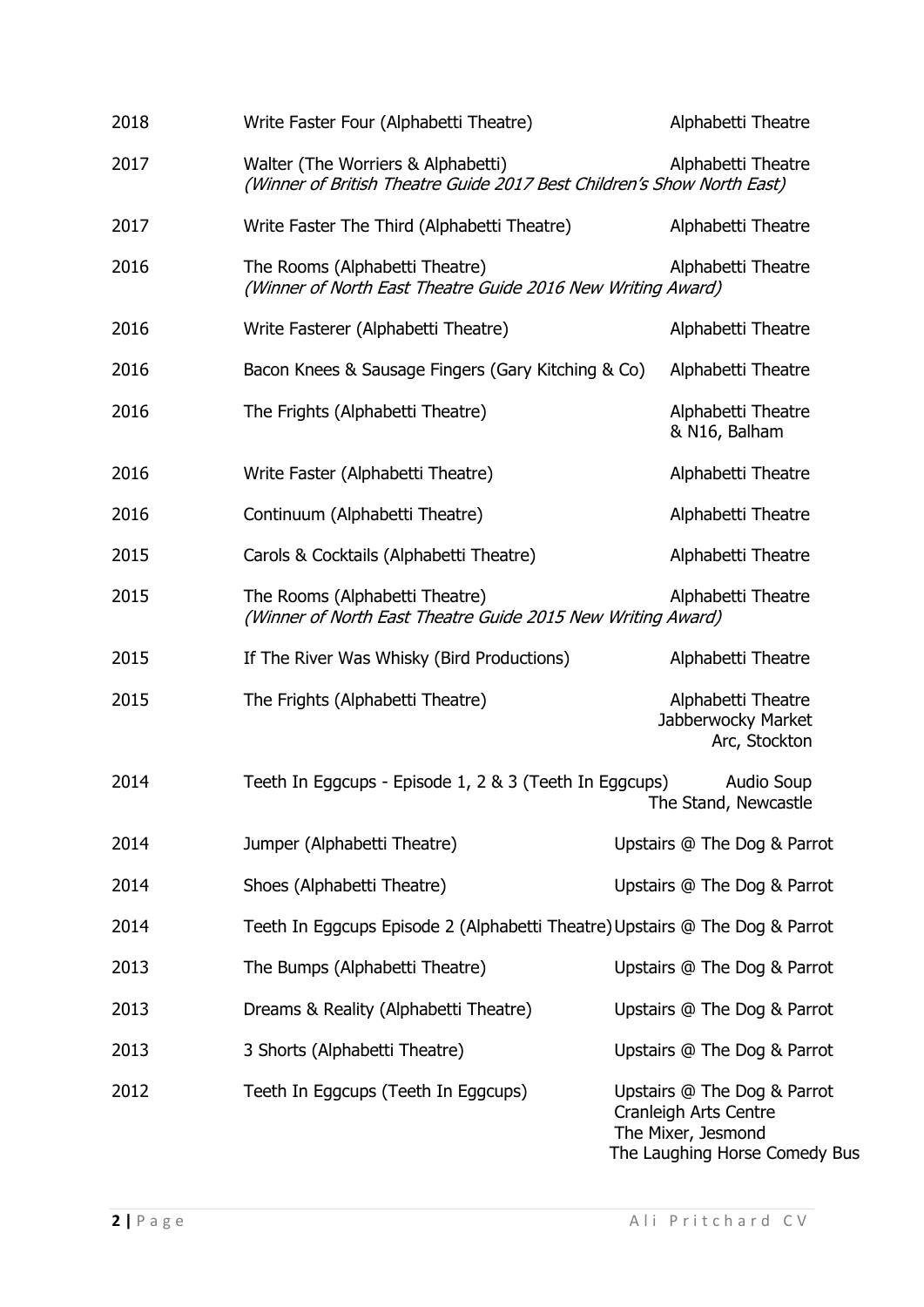| | | |
|---|---|---|
| 2018 | Write Faster Four (Alphabetti Theatre) | Alphabetti Theatre |
| 2017 | Walter (The Worriers & Alphabetti)<br>*(Winner of British Theatre Guide 2017 Best Children's Show North East)* | Alphabetti Theatre |
| 2017 | Write Faster The Third (Alphabetti Theatre) | Alphabetti Theatre |
| 2016 | The Rooms (Alphabetti Theatre)<br>*(Winner of North East Theatre Guide 2016 New Writing Award)* | Alphabetti Theatre |
| 2016 | Write Fasterer (Alphabetti Theatre) | Alphabetti Theatre |
| 2016 | Bacon Knees & Sausage Fingers (Gary Kitching & Co) | Alphabetti Theatre |
| 2016 | The Frights (Alphabetti Theatre) | Alphabetti Theatre<br>& N16, Balham |
| 2016 | Write Faster (Alphabetti Theatre) | Alphabetti Theatre |
| 2016 | Continuum (Alphabetti Theatre) | Alphabetti Theatre |
| 2015 | Carols & Cocktails (Alphabetti Theatre) | Alphabetti Theatre |
| 2015 | The Rooms (Alphabetti Theatre)<br>*(Winner of North East Theatre Guide 2015 New Writing Award)* | Alphabetti Theatre |
| 2015 | If The River Was Whisky (Bird Productions) | Alphabetti Theatre |
| 2015 | The Frights (Alphabetti Theatre) | Alphabetti Theatre<br>Jabberwocky Market<br>Arc, Stockton |
| 2014 | Teeth In Eggcups - Episode 1, 2 & 3 (Teeth In Eggcups) | Audio Soup<br>The Stand, Newcastle |
| 2014 | Jumper (Alphabetti Theatre) | Upstairs @ The Dog & Parrot |
| 2014 | Shoes (Alphabetti Theatre) | Upstairs @ The Dog & Parrot |
| 2014 | Teeth In Eggcups Episode 2 (Alphabetti Theatre) | Upstairs @ The Dog & Parrot |
| 2013 | The Bumps (Alphabetti Theatre) | Upstairs @ The Dog & Parrot |
| 2013 | Dreams & Reality (Alphabetti Theatre) | Upstairs @ The Dog & Parrot |
| 2013 | 3 Shorts (Alphabetti Theatre) | Upstairs @ The Dog & Parrot |
| 2012 | Teeth In Eggcups (Teeth In Eggcups) | Upstairs @ The Dog & Parrot<br>Cranleigh Arts Centre<br>The Mixer, Jesmond<br>The Laughing Horse Comedy Bus |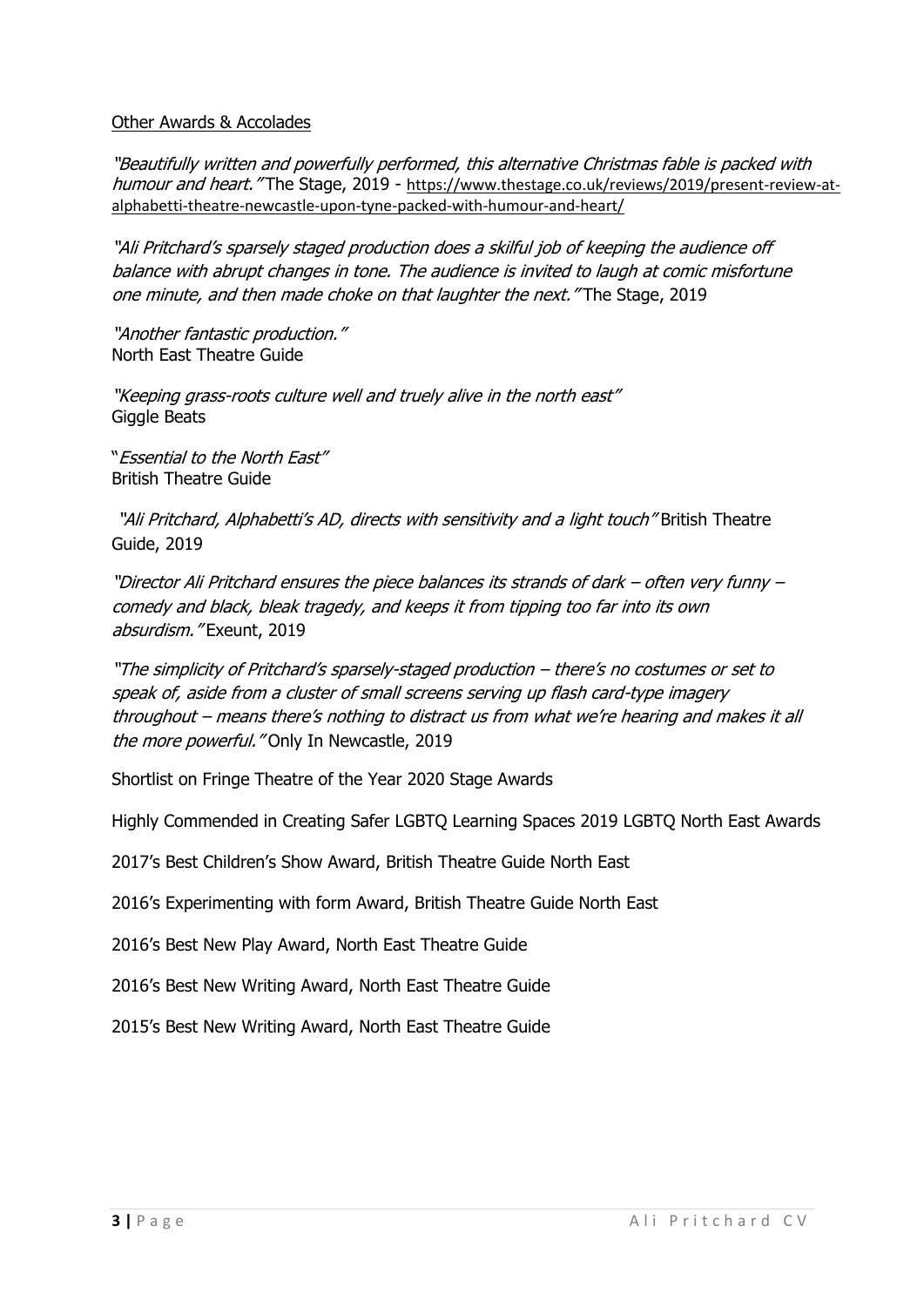Other Awards & Accolades

*"Beautifully written and powerfully performed, this alternative Christmas fable is packed with humour and heart."* The Stage, 2019 - https://www.thestage.co.uk/reviews/2019/present-review-at-alphabetti-theatre-newcastle-upon-tyne-packed-with-humour-and-heart/

*"Ali Pritchard's sparsely staged production does a skilful job of keeping the audience off balance with abrupt changes in tone. The audience is invited to laugh at comic misfortune one minute, and then made choke on that laughter the next."* The Stage, 2019

*"Another fantastic production."*
North East Theatre Guide

*"Keeping grass-roots culture well and truely alive in the north east"*
Giggle Beats

"*Essential to the North East"*
British Theatre Guide

*"Ali Pritchard, Alphabetti's AD, directs with sensitivity and a light touch"* British Theatre Guide, 2019

*"Director Ali Pritchard ensures the piece balances its strands of dark – often very funny – comedy and black, bleak tragedy, and keeps it from tipping too far into its own absurdism."* Exeunt, 2019

*"The simplicity of Pritchard's sparsely-staged production – there's no costumes or set to speak of, aside from a cluster of small screens serving up flash card-type imagery throughout – means there's nothing to distract us from what we're hearing and makes it all the more powerful."* Only In Newcastle, 2019

Shortlist on Fringe Theatre of the Year 2020 Stage Awards

Highly Commended in Creating Safer LGBTQ Learning Spaces 2019 LGBTQ North East Awards

2017's Best Children's Show Award, British Theatre Guide North East

2016's Experimenting with form Award, British Theatre Guide North East

2016's Best New Play Award, North East Theatre Guide

2016's Best New Writing Award, North East Theatre Guide

2015's Best New Writing Award, North East Theatre Guide